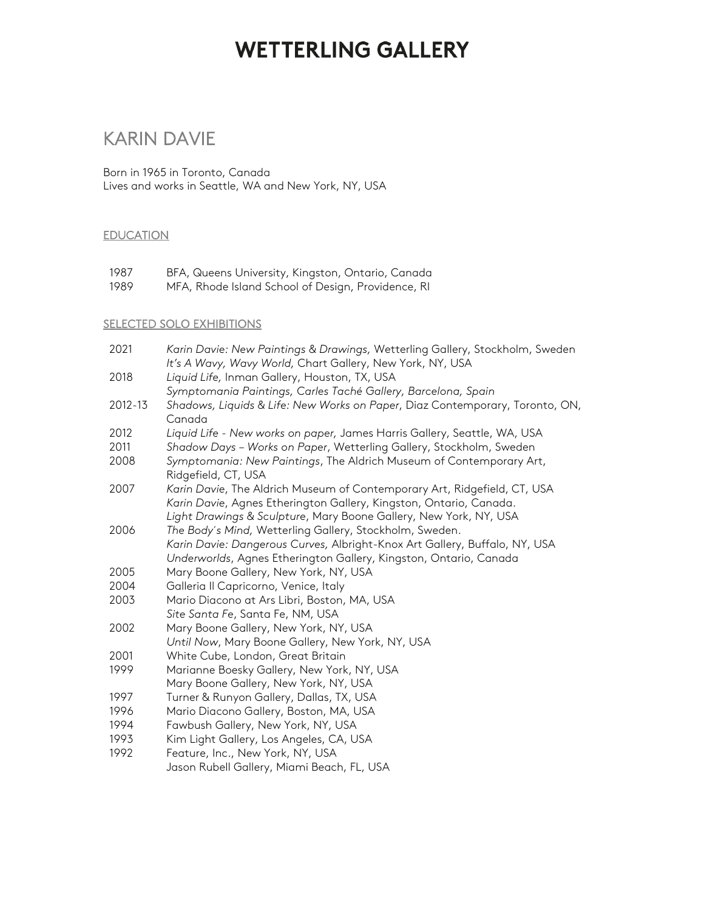# WETTERLING GALLERY

## KARIN DAVIE

Born in 1965 in Toronto, Canada
Lives and works in Seattle, WA and New York, NY, USA

### EDUCATION

| | |
|---|---|
| 1987 | BFA, Queens University, Kingston, Ontario, Canada |
| 1989 | MFA, Rhode Island School of Design, Providence, RI |

### SELECTED SOLO EXHIBITIONS

| | |
|---|---|
| 2021 | *Karin Davie: New Paintings & Drawings,* Wetterling Gallery, Stockholm, Sweden |
| | *It's A Wavy, Wavy World,* Chart Gallery, New York, NY, USA |
| 2018 | *Liquid Life,* Inman Gallery, Houston, TX, USA |
| | *Symptomania Paintings, Carles Taché Gallery, Barcelona, Spain* |
| 2012-13 | *Shadows, Liquids & Life: New Works on Paper*, Diaz Contemporary, Toronto, ON, Canada |
| 2012 | *Liquid Life - New works on paper,* James Harris Gallery, Seattle, WA, USA |
| 2011 | *Shadow Days – Works on Paper*, Wetterling Gallery, Stockholm, Sweden |
| 2008 | *Symptomania: New Paintings*, The Aldrich Museum of Contemporary Art, Ridgefield, CT, USA |
| 2007 | *Karin Davie*, The Aldrich Museum of Contemporary Art, Ridgefield, CT, USA |
| | *Karin Davie*, Agnes Etherington Gallery, Kingston, Ontario, Canada. |
| | *Light Drawings & Sculpture*, Mary Boone Gallery, New York, NY, USA |
| 2006 | *The Body´s Mind,* Wetterling Gallery, Stockholm, Sweden. |
| | *Karin Davie: Dangerous Curves,* Albright-Knox Art Gallery, Buffalo, NY, USA |
| | *Underworlds*, Agnes Etherington Gallery, Kingston, Ontario, Canada |
| 2005 | Mary Boone Gallery, New York, NY, USA |
| 2004 | Galleria Il Capricorno, Venice, Italy |
| 2003 | Mario Diacono at Ars Libri, Boston, MA, USA |
| | *Site Santa Fe*, Santa Fe, NM, USA |
| 2002 | Mary Boone Gallery, New York, NY, USA |
| | *Until Now*, Mary Boone Gallery, New York, NY, USA |
| 2001 | White Cube, London, Great Britain |
| 1999 | Marianne Boesky Gallery, New York, NY, USA |
| | Mary Boone Gallery, New York, NY, USA |
| 1997 | Turner & Runyon Gallery, Dallas, TX, USA |
| 1996 | Mario Diacono Gallery, Boston, MA, USA |
| 1994 | Fawbush Gallery, New York, NY, USA |
| 1993 | Kim Light Gallery, Los Angeles, CA, USA |
| 1992 | Feature, Inc., New York, NY, USA |
| | Jason Rubell Gallery, Miami Beach, FL, USA |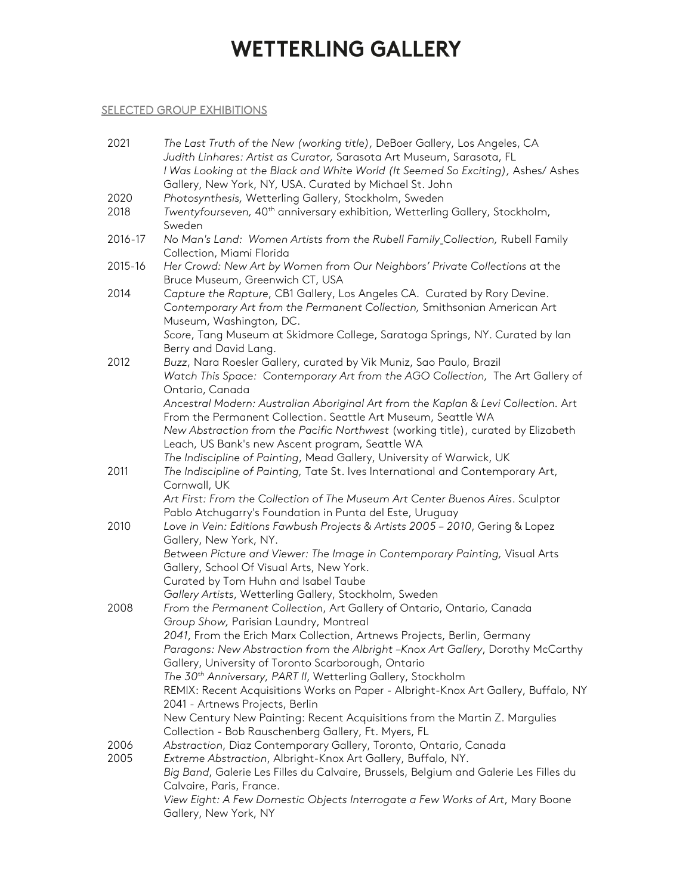# WETTERLING GALLERY

## SELECTED GROUP EXHIBITIONS

| | |
|---|---|
| 2021 | *The Last Truth of the New (working title),* DeBoer Gallery, Los Angeles, CA |
| | *Judith Linhares: Artist as Curator,* Sarasota Art Museum, Sarasota, FL |
| | *I Was Looking at the Black and White World (It Seemed So Exciting),* Ashes/ Ashes Gallery, New York, NY, USA. Curated by Michael St. John |
| 2020 | *Photosynthesis,* Wetterling Gallery, Stockholm, Sweden |
| 2018 | *Twentyfourseven,* 40th anniversary exhibition, Wetterling Gallery, Stockholm, Sweden |
| 2016-17 | *No Man's Land: Women Artists from the Rubell Family Collection,* Rubell Family Collection, Miami Florida |
| 2015-16 | *Her Crowd: New Art by Women from Our Neighbors' Private Collections* at the Bruce Museum, Greenwich CT, USA |
| 2014 | *Capture the Rapture*, CB1 Gallery, Los Angeles CA. Curated by Rory Devine. |
| | *Contemporary Art from the Permanent Collection,* Smithsonian American Art Museum, Washington, DC. |
| | *Score*, Tang Museum at Skidmore College, Saratoga Springs, NY. Curated by Ian Berry and David Lang. |
| 2012 | *Buzz*, Nara Roesler Gallery, curated by Vik Muniz, Sao Paulo, Brazil |
| | *Watch This Space: Contemporary Art from the AGO Collection,* The Art Gallery of Ontario, Canada |
| | *Ancestral Modern: Australian Aboriginal Art from the Kaplan & Levi Collection.* Art From the Permanent Collection. Seattle Art Museum, Seattle WA |
| | *New Abstraction from the Pacific Northwest* (working title), curated by Elizabeth Leach, US Bank's new Ascent program, Seattle WA |
| | *The Indiscipline of Painting*, Mead Gallery, University of Warwick, UK |
| 2011 | *The Indiscipline of Painting,* Tate St. Ives International and Contemporary Art, Cornwall, UK |
| | *Art First: From the Collection of The Museum Art Center Buenos Aires*. Sculptor Pablo Atchugarry's Foundation in Punta del Este, Uruguay |
| 2010 | *Love in Vein: Editions Fawbush Projects & Artists 2005 – 2010*, Gering & Lopez Gallery, New York, NY. |
| | *Between Picture and Viewer: The Image in Contemporary Painting,* Visual Arts Gallery, School Of Visual Arts, New York. Curated by Tom Huhn and Isabel Taube |
| | *Gallery Artists*, Wetterling Gallery, Stockholm, Sweden |
| 2008 | *From the Permanent Collection*, Art Gallery of Ontario, Ontario, Canada |
| | *Group Show,* Parisian Laundry, Montreal |
| | *2041*, From the Erich Marx Collection, Artnews Projects, Berlin, Germany |
| | *Paragons: New Abstraction from the Albright –Knox Art Gallery*, Dorothy McCarthy Gallery, University of Toronto Scarborough, Ontario |
| | *The 30th Anniversary, PART II*, Wetterling Gallery, Stockholm |
| | REMIX: Recent Acquisitions Works on Paper - Albright-Knox Art Gallery, Buffalo, NY |
| | 2041 - Artnews Projects, Berlin |
| | New Century New Painting: Recent Acquisitions from the Martin Z. Margulies Collection - Bob Rauschenberg Gallery, Ft. Myers, FL |
| 2006 | *Abstraction*, Diaz Contemporary Gallery, Toronto, Ontario, Canada |
| 2005 | *Extreme Abstraction*, Albright-Knox Art Gallery, Buffalo, NY. |
| | *Big Band*, Galerie Les Filles du Calvaire, Brussels, Belgium and Galerie Les Filles du Calvaire, Paris, France. |
| | *View Eight: A Few Domestic Objects Interrogate a Few Works of Art*, Mary Boone Gallery, New York, NY |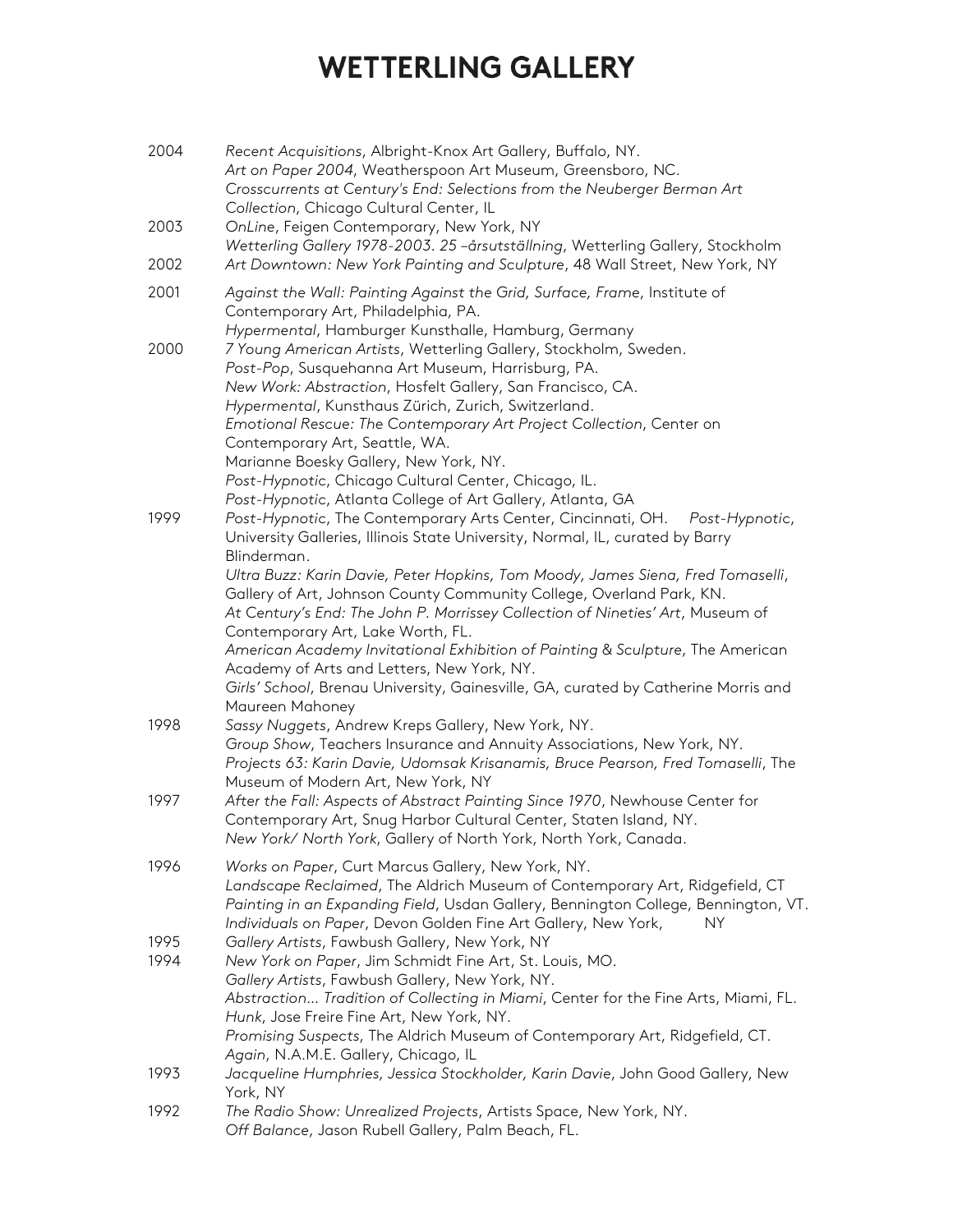2004 *Recent Acquisitions*, Albright-Knox Art Gallery, Buffalo, NY.
*Art on Paper 2004*, Weatherspoon Art Museum, Greensboro, NC.
*Crosscurrents at Century's End: Selections from the Neuberger Berman Art Collection*, Chicago Cultural Center, IL

2003 *OnLine*, Feigen Contemporary, New York, NY
*Wetterling Gallery 1978-2003. 25 –årsutställning*, Wetterling Gallery, Stockholm

2002 *Art Downtown: New York Painting and Sculpture*, 48 Wall Street, New York, NY

2001 *Against the Wall: Painting Against the Grid, Surface, Frame*, Institute of Contemporary Art, Philadelphia, PA.
*Hypermental*, Hamburger Kunsthalle, Hamburg, Germany

2000 *7 Young American Artists*, Wetterling Gallery, Stockholm, Sweden.
*Post-Pop*, Susquehanna Art Museum, Harrisburg, PA.
*New Work: Abstraction*, Hosfelt Gallery, San Francisco, CA.
*Hypermental*, Kunsthaus Zürich, Zurich, Switzerland.
*Emotional Rescue: The Contemporary Art Project Collection*, Center on Contemporary Art, Seattle, WA.
Marianne Boesky Gallery, New York, NY.
*Post-Hypnotic*, Chicago Cultural Center, Chicago, IL.
*Post-Hypnotic*, Atlanta College of Art Gallery, Atlanta, GA

1999 *Post-Hypnotic*, The Contemporary Arts Center, Cincinnati, OH. *Post-Hypnotic*, University Galleries, Illinois State University, Normal, IL, curated by Barry Blinderman.
*Ultra Buzz: Karin Davie, Peter Hopkins, Tom Moody, James Siena, Fred Tomaselli*, Gallery of Art, Johnson County Community College, Overland Park, KN.
*At Century's End: The John P. Morrissey Collection of Nineties' Art*, Museum of Contemporary Art, Lake Worth, FL.
*American Academy Invitational Exhibition of Painting & Sculpture*, The American Academy of Arts and Letters, New York, NY.
*Girls' School*, Brenau University, Gainesville, GA, curated by Catherine Morris and Maureen Mahoney

1998 *Sassy Nuggets*, Andrew Kreps Gallery, New York, NY.
*Group Show*, Teachers Insurance and Annuity Associations, New York, NY.
*Projects 63: Karin Davie, Udomsak Krisanamis, Bruce Pearson, Fred Tomaselli*, The Museum of Modern Art, New York, NY

1997 *After the Fall: Aspects of Abstract Painting Since 1970*, Newhouse Center for Contemporary Art, Snug Harbor Cultural Center, Staten Island, NY.
*New York/ North York*, Gallery of North York, North York, Canada.

1996 *Works on Paper*, Curt Marcus Gallery, New York, NY.
*Landscape Reclaimed*, The Aldrich Museum of Contemporary Art, Ridgefield, CT
*Painting in an Expanding Field*, Usdan Gallery, Bennington College, Bennington, VT.
*Individuals on Paper*, Devon Golden Fine Art Gallery, New York, NY

1995 *Gallery Artists*, Fawbush Gallery, New York, NY

1994 *New York on Paper*, Jim Schmidt Fine Art, St. Louis, MO.
*Gallery Artists*, Fawbush Gallery, New York, NY.
*Abstraction... Tradition of Collecting in Miami*, Center for the Fine Arts, Miami, FL.
*Hunk*, Jose Freire Fine Art, New York, NY.
*Promising Suspects*, The Aldrich Museum of Contemporary Art, Ridgefield, CT.
*Again*, N.A.M.E. Gallery, Chicago, IL

1993 *Jacqueline Humphries, Jessica Stockholder, Karin Davie*, John Good Gallery, New York, NY

1992 *The Radio Show: Unrealized Projects*, Artists Space, New York, NY.
*Off Balance*, Jason Rubell Gallery, Palm Beach, FL.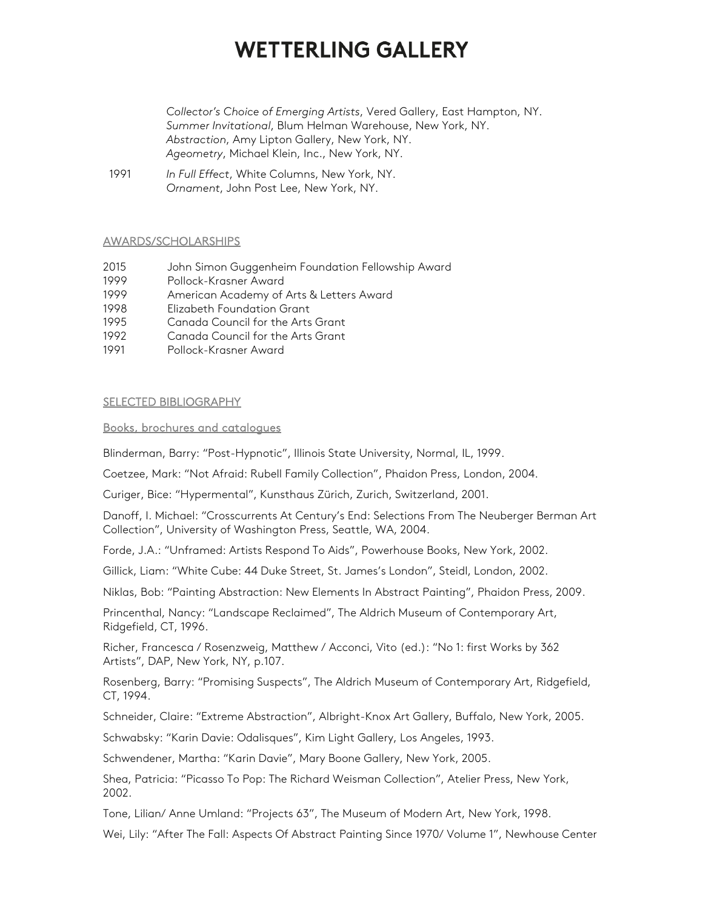*Collector's Choice of Emerging Artists*, Vered Gallery, East Hampton, NY.
*Summer Invitational*, Blum Helman Warehouse, New York, NY.
*Abstraction*, Amy Lipton Gallery, New York, NY.
*Ageometry*, Michael Klein, Inc., New York, NY.

1991 *In Full Effect*, White Columns, New York, NY.
*Ornament*, John Post Lee, New York, NY.

## AWARDS/SCHOLARSHIPS

2015 John Simon Guggenheim Foundation Fellowship Award
1999 Pollock-Krasner Award
1999 American Academy of Arts & Letters Award
1998 Elizabeth Foundation Grant
1995 Canada Council for the Arts Grant
1992 Canada Council for the Arts Grant
1991 Pollock-Krasner Award

## SELECTED BIBLIOGRAPHY

### Books, brochures and catalogues

Blinderman, Barry: "Post-Hypnotic", Illinois State University, Normal, IL, 1999.

Coetzee, Mark: "Not Afraid: Rubell Family Collection", Phaidon Press, London, 2004.

Curiger, Bice: "Hypermental", Kunsthaus Zürich, Zurich, Switzerland, 2001.

Danoff, I. Michael: "Crosscurrents At Century's End: Selections From The Neuberger Berman Art Collection", University of Washington Press, Seattle, WA, 2004.

Forde, J.A.: "Unframed: Artists Respond To Aids", Powerhouse Books, New York, 2002.

Gillick, Liam: "White Cube: 44 Duke Street, St. James's London", Steidl, London, 2002.

Niklas, Bob: "Painting Abstraction: New Elements In Abstract Painting", Phaidon Press, 2009.

Princenthal, Nancy: "Landscape Reclaimed", The Aldrich Museum of Contemporary Art, Ridgefield, CT, 1996.

Richer, Francesca / Rosenzweig, Matthew / Acconci, Vito (ed.): "No 1: first Works by 362 Artists", DAP, New York, NY, p.107.

Rosenberg, Barry: "Promising Suspects", The Aldrich Museum of Contemporary Art, Ridgefield, CT, 1994.

Schneider, Claire: "Extreme Abstraction", Albright-Knox Art Gallery, Buffalo, New York, 2005.

Schwabsky: "Karin Davie: Odalisques", Kim Light Gallery, Los Angeles, 1993.

Schwendener, Martha: "Karin Davie", Mary Boone Gallery, New York, 2005.

Shea, Patricia: "Picasso To Pop: The Richard Weisman Collection", Atelier Press, New York, 2002.

Tone, Lilian/ Anne Umland: "Projects 63", The Museum of Modern Art, New York, 1998.

Wei, Lily: "After The Fall: Aspects Of Abstract Painting Since 1970/ Volume 1", Newhouse Center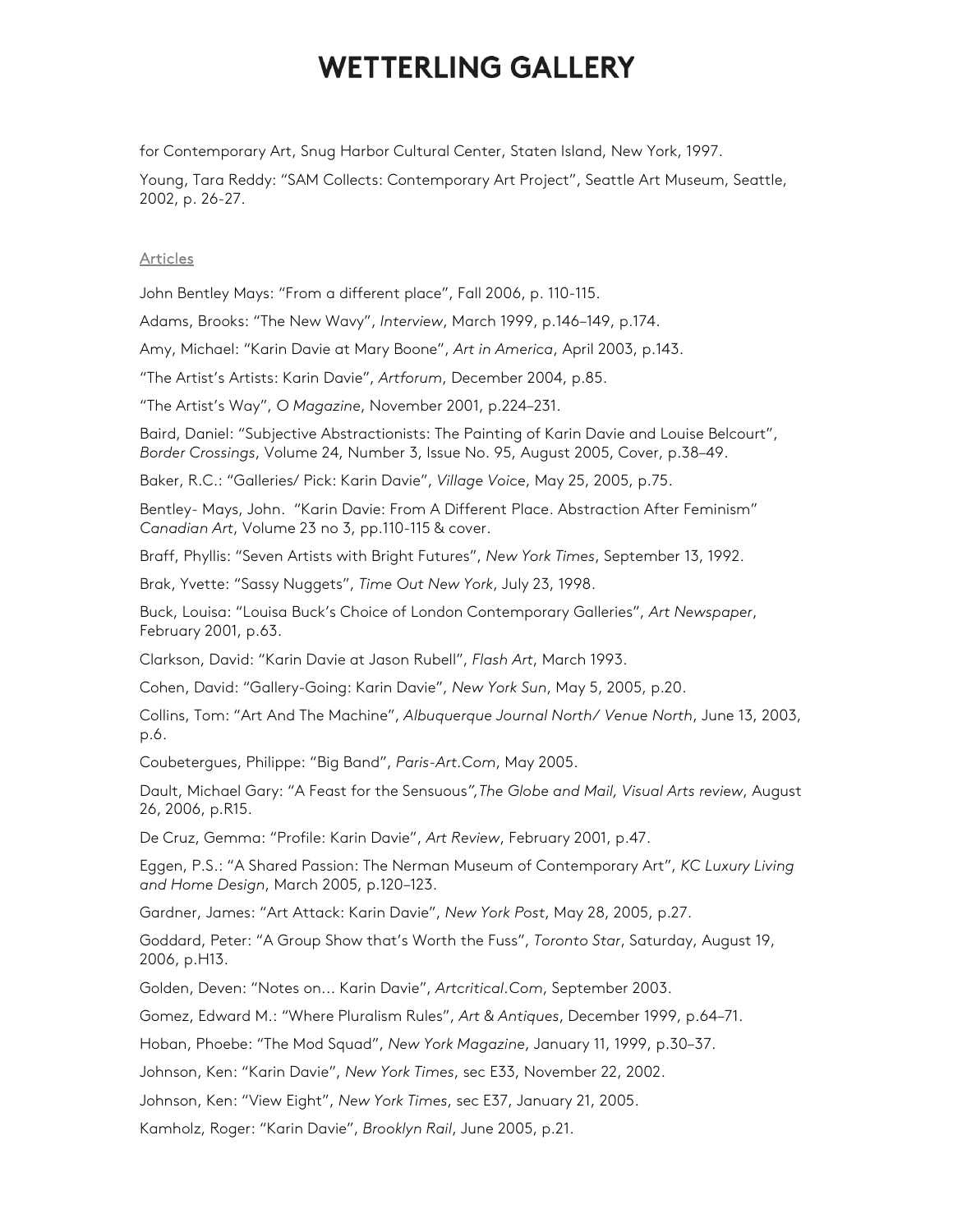for Contemporary Art, Snug Harbor Cultural Center, Staten Island, New York, 1997.

Young, Tara Reddy: "SAM Collects: Contemporary Art Project", Seattle Art Museum, Seattle, 2002, p. 26-27.

## Articles

John Bentley Mays: "From a different place", Fall 2006, p. 110-115.

Adams, Brooks: "The New Wavy", *Interview*, March 1999, p.146–149, p.174.

Amy, Michael: "Karin Davie at Mary Boone", *Art in America*, April 2003, p.143.

"The Artist's Artists: Karin Davie", *Artforum*, December 2004, p.85.

"The Artist's Way", *O Magazine*, November 2001, p.224–231.

Baird, Daniel: "Subjective Abstractionists: The Painting of Karin Davie and Louise Belcourt", *Border Crossings*, Volume 24, Number 3, Issue No. 95, August 2005, Cover, p.38–49.

Baker, R.C.: "Galleries/ Pick: Karin Davie", *Village Voice*, May 25, 2005, p.75.

Bentley- Mays, John. "Karin Davie: From A Different Place. Abstraction After Feminism" *Canadian Art*, Volume 23 no 3, pp.110-115 & cover.

Braff, Phyllis: "Seven Artists with Bright Futures", *New York Times*, September 13, 1992.

Brak, Yvette: "Sassy Nuggets", *Time Out New York*, July 23, 1998.

Buck, Louisa: "Louisa Buck's Choice of London Contemporary Galleries", *Art Newspaper*, February 2001, p.63.

Clarkson, David: "Karin Davie at Jason Rubell", *Flash Art*, March 1993.

Cohen, David: "Gallery-Going: Karin Davie", *New York Sun*, May 5, 2005, p.20.

Collins, Tom: "Art And The Machine", *Albuquerque Journal North/ Venue North*, June 13, 2003, p.6.

Coubetergues, Philippe: "Big Band", *Paris-Art.Com*, May 2005.

Dault, Michael Gary: "A Feast for the Sensuous"*, The Globe and Mail, Visual Arts review*, August 26, 2006, p.R15.

De Cruz, Gemma: "Profile: Karin Davie", *Art Review*, February 2001, p.47.

Eggen, P.S.: "A Shared Passion: The Nerman Museum of Contemporary Art", *KC Luxury Living and Home Design*, March 2005, p.120–123.

Gardner, James: "Art Attack: Karin Davie", *New York Post*, May 28, 2005, p.27.

Goddard, Peter: "A Group Show that's Worth the Fuss", *Toronto Star*, Saturday, August 19, 2006, p.H13.

Golden, Deven: "Notes on… Karin Davie", *Artcritical.Com*, September 2003.

Gomez, Edward M.: "Where Pluralism Rules", *Art & Antiques*, December 1999, p.64–71.

Hoban, Phoebe: "The Mod Squad", *New York Magazine*, January 11, 1999, p.30–37.

Johnson, Ken: "Karin Davie", *New York Times*, sec E33, November 22, 2002.

Johnson, Ken: "View Eight", *New York Times*, sec E37, January 21, 2005.

Kamholz, Roger: "Karin Davie", *Brooklyn Rail*, June 2005, p.21.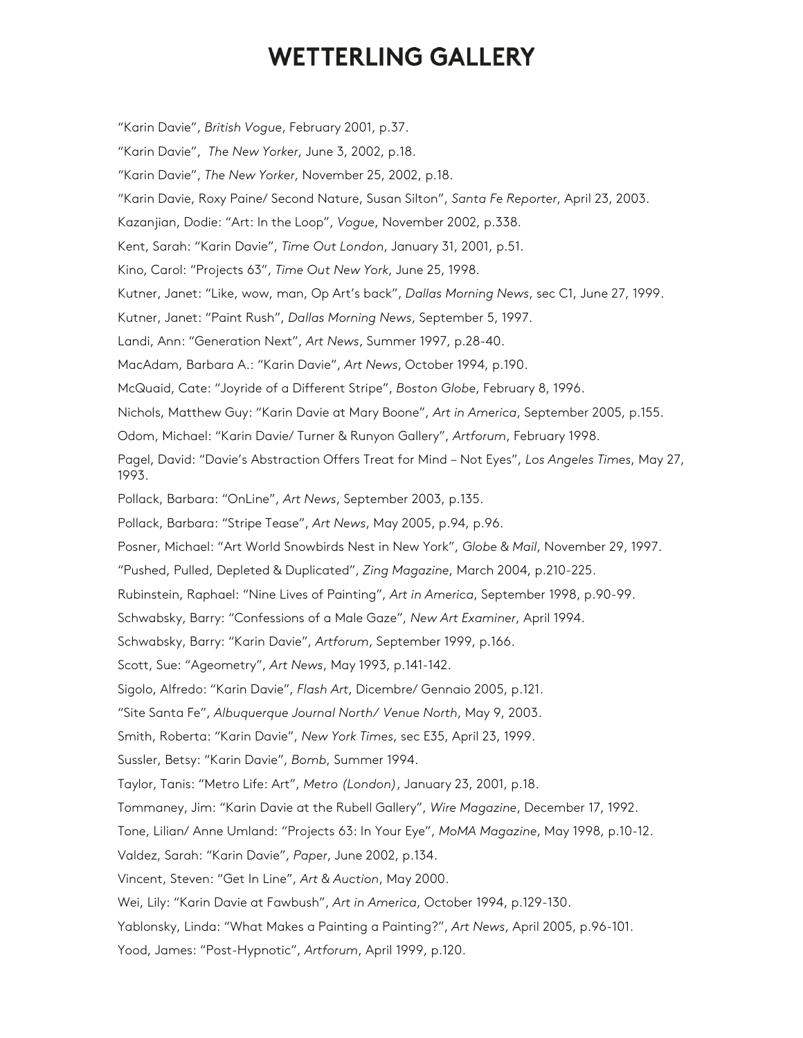"Karin Davie", *British Vogue*, February 2001, p.37.

"Karin Davie", *The New Yorker*, June 3, 2002, p.18.

"Karin Davie", *The New Yorker*, November 25, 2002, p.18.

"Karin Davie, Roxy Paine/ Second Nature, Susan Silton", *Santa Fe Reporter*, April 23, 2003.

Kazanjian, Dodie: "Art: In the Loop", *Vogue*, November 2002, p.338.

Kent, Sarah: "Karin Davie", *Time Out London*, January 31, 2001, p.51.

Kino, Carol: "Projects 63", *Time Out New York*, June 25, 1998.

Kutner, Janet: "Like, wow, man, Op Art's back", *Dallas Morning News*, sec C1, June 27, 1999.

Kutner, Janet: "Paint Rush", *Dallas Morning News*, September 5, 1997.

Landi, Ann: "Generation Next", *Art News*, Summer 1997, p.28-40.

MacAdam, Barbara A.: "Karin Davie", *Art News*, October 1994, p.190.

McQuaid, Cate: "Joyride of a Different Stripe", *Boston Globe*, February 8, 1996.

Nichols, Matthew Guy: "Karin Davie at Mary Boone", *Art in America*, September 2005, p.155.

Odom, Michael: "Karin Davie/ Turner & Runyon Gallery", *Artforum*, February 1998.

Pagel, David: "Davie's Abstraction Offers Treat for Mind – Not Eyes", *Los Angeles Times*, May 27, 1993.

Pollack, Barbara: "OnLine", *Art News*, September 2003, p.135.

Pollack, Barbara: "Stripe Tease", *Art News*, May 2005, p.94, p.96.

Posner, Michael: "Art World Snowbirds Nest in New York", *Globe & Mail*, November 29, 1997.

"Pushed, Pulled, Depleted & Duplicated", *Zing Magazine*, March 2004, p.210-225.

Rubinstein, Raphael: "Nine Lives of Painting", *Art in America*, September 1998, p.90-99.

Schwabsky, Barry: "Confessions of a Male Gaze", *New Art Examiner*, April 1994.

Schwabsky, Barry: "Karin Davie", *Artforum*, September 1999, p.166.

Scott, Sue: "Ageometry", *Art News*, May 1993, p.141-142.

Sigolo, Alfredo: "Karin Davie", *Flash Art*, Dicembre/ Gennaio 2005, p.121.

"Site Santa Fe", *Albuquerque Journal North/ Venue North*, May 9, 2003.

Smith, Roberta: "Karin Davie", *New York Times*, sec E35, April 23, 1999.

Sussler, Betsy: "Karin Davie", *Bomb*, Summer 1994.

Taylor, Tanis: "Metro Life: Art", *Metro (London)*, January 23, 2001, p.18.

Tommaney, Jim: "Karin Davie at the Rubell Gallery", *Wire Magazine*, December 17, 1992.

Tone, Lilian/ Anne Umland: "Projects 63: In Your Eye", *MoMA Magazine*, May 1998, p.10-12.

Valdez, Sarah: "Karin Davie", *Paper*, June 2002, p.134.

Vincent, Steven: "Get In Line", *Art & Auction*, May 2000.

Wei, Lily: "Karin Davie at Fawbush", *Art in America*, October 1994, p.129-130.

Yablonsky, Linda: "What Makes a Painting a Painting?", *Art News*, April 2005, p.96-101.

Yood, James: "Post-Hypnotic", *Artforum*, April 1999, p.120.